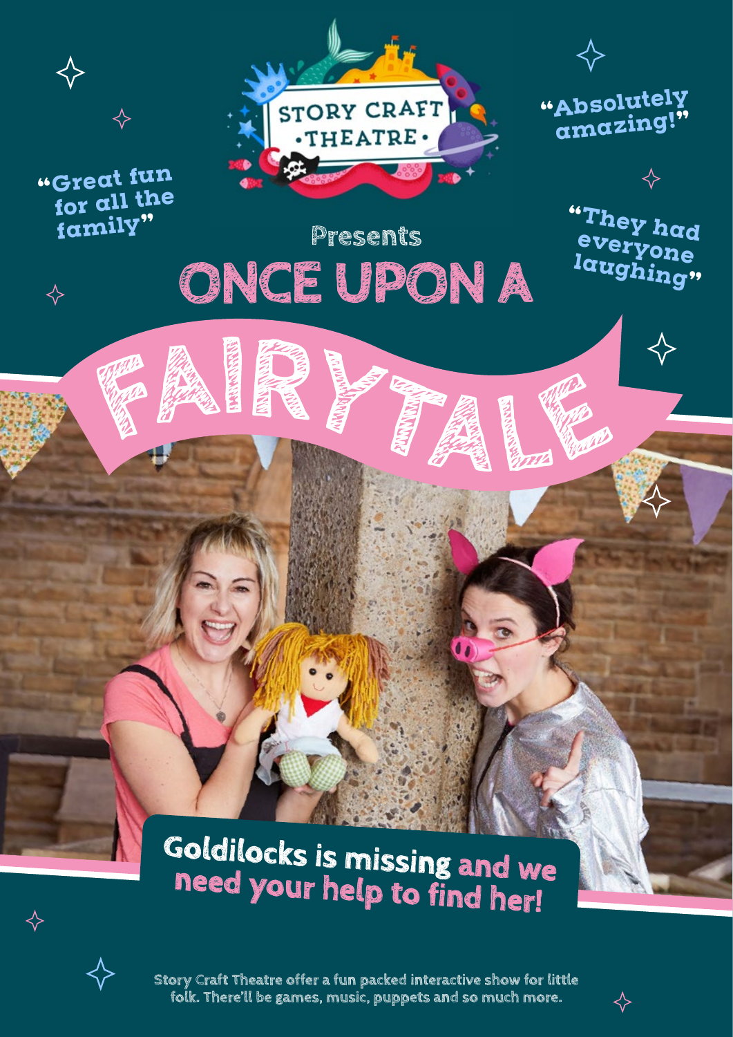STORY CRAFT THEATRE

"Great fun for all the family"

"Absolutely amazing!"

"They had everyone laughing"

Presents

# ONCE UPON A FAIRYTALE

## Goldilocks is missing and we need your help to find her!

Story Craft Theatre offer a fun packed interactive show for little folk. There'll be games, music, puppets and so much more.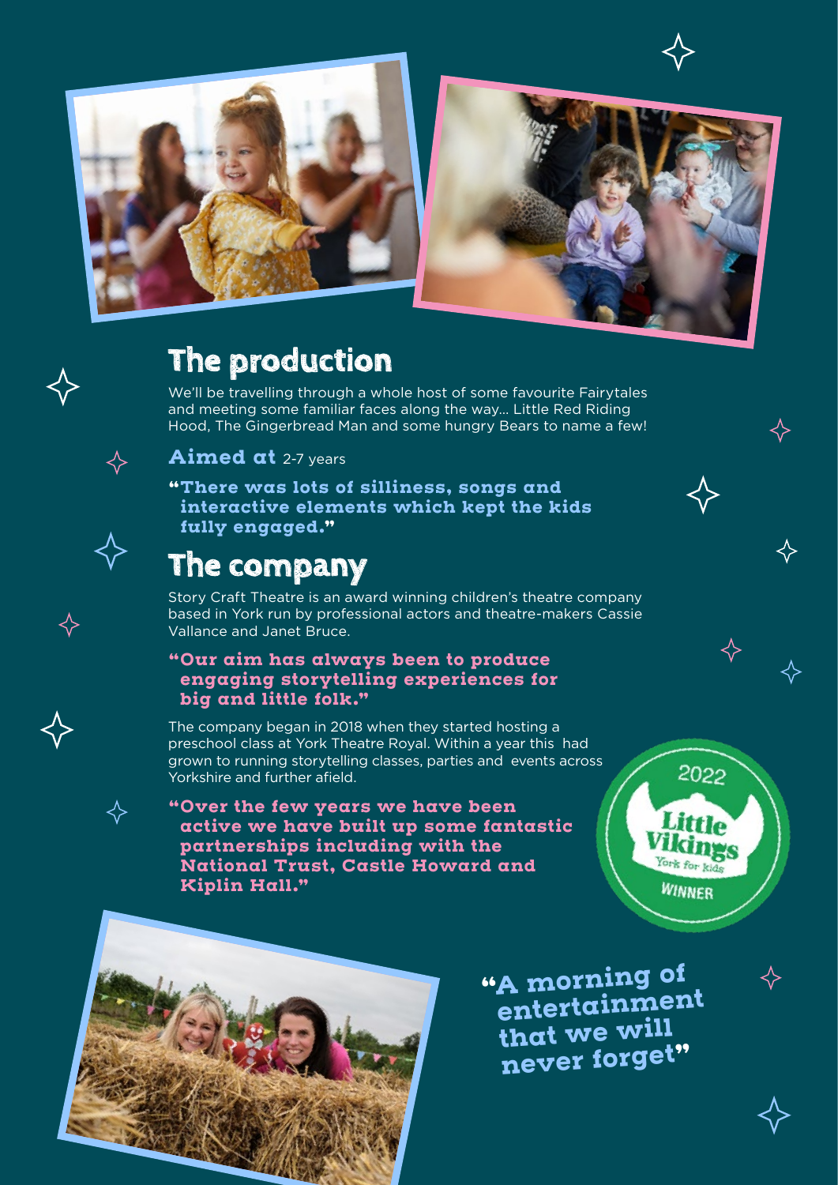## The production

We'll be travelling through a whole host of some favourite Fairytales and meeting some familiar faces along the way... Little Red Riding Hood, The Gingerbread Man and some hungry Bears to name a few!

**Aimed at** 2-7 years

**"There was lots of silliness, songs and interactive elements which kept the kids fully engaged."**

## The company

Story Craft Theatre is an award winning children's theatre company based in York run by professional actors and theatre-makers Cassie Vallance and Janet Bruce.

**"Our aim has always been to produce engaging storytelling experiences for big and little folk."**

The company began in 2018 when they started hosting a preschool class at York Theatre Royal. Within a year this had grown to running storytelling classes, parties and events across Yorkshire and further afield.

**"Over the few years we have been active we have built up some fantastic partnerships including with the National Trust, Castle Howard and Kiplin Hall."**

2022 Little Vikings York for Kids WINNER

**"A morning of entertainment that we will never forget"**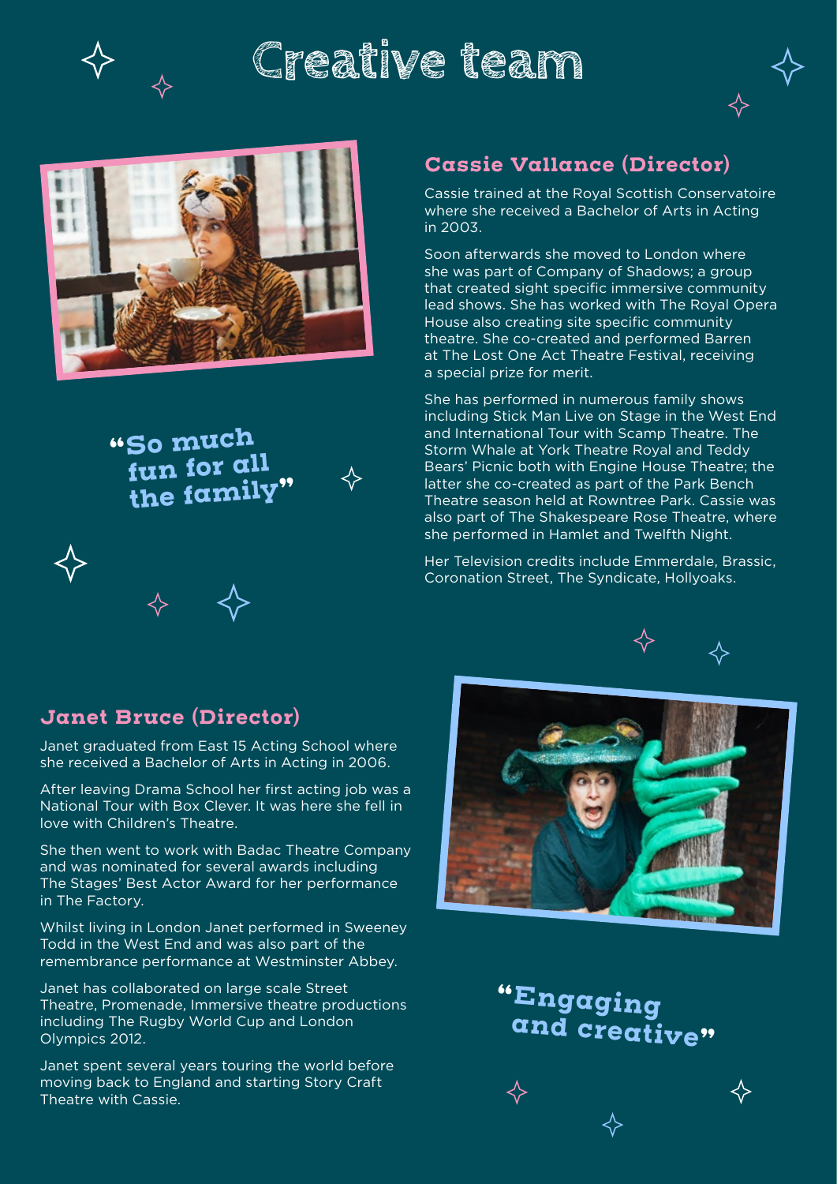# Creative team

## Cassie Vallance (Director)

Cassie trained at the Royal Scottish Conservatoire where she received a Bachelor of Arts in Acting in 2003.

Soon afterwards she moved to London where she was part of Company of Shadows; a group that created sight specific immersive community lead shows. She has worked with The Royal Opera House also creating site specific community theatre. She co-created and performed Barren at The Lost One Act Theatre Festival, receiving a special prize for merit.

She has performed in numerous family shows including Stick Man Live on Stage in the West End and International Tour with Scamp Theatre. The Storm Whale at York Theatre Royal and Teddy Bears' Picnic both with Engine House Theatre; the latter she co-created as part of the Park Bench Theatre season held at Rowntree Park. Cassie was also part of The Shakespeare Rose Theatre, where she performed in Hamlet and Twelfth Night.

Her Television credits include Emmerdale, Brassic, Coronation Street, The Syndicate, Hollyoaks.

"So much fun for all the family"

## Janet Bruce (Director)

Janet graduated from East 15 Acting School where she received a Bachelor of Arts in Acting in 2006.

After leaving Drama School her first acting job was a National Tour with Box Clever. It was here she fell in love with Children's Theatre.

She then went to work with Badac Theatre Company and was nominated for several awards including The Stages' Best Actor Award for her performance in The Factory.

Whilst living in London Janet performed in Sweeney Todd in the West End and was also part of the remembrance performance at Westminster Abbey.

Janet has collaborated on large scale Street Theatre, Promenade, Immersive theatre productions including The Rugby World Cup and London Olympics 2012.

Janet spent several years touring the world before moving back to England and starting Story Craft Theatre with Cassie.

"Engaging and creative"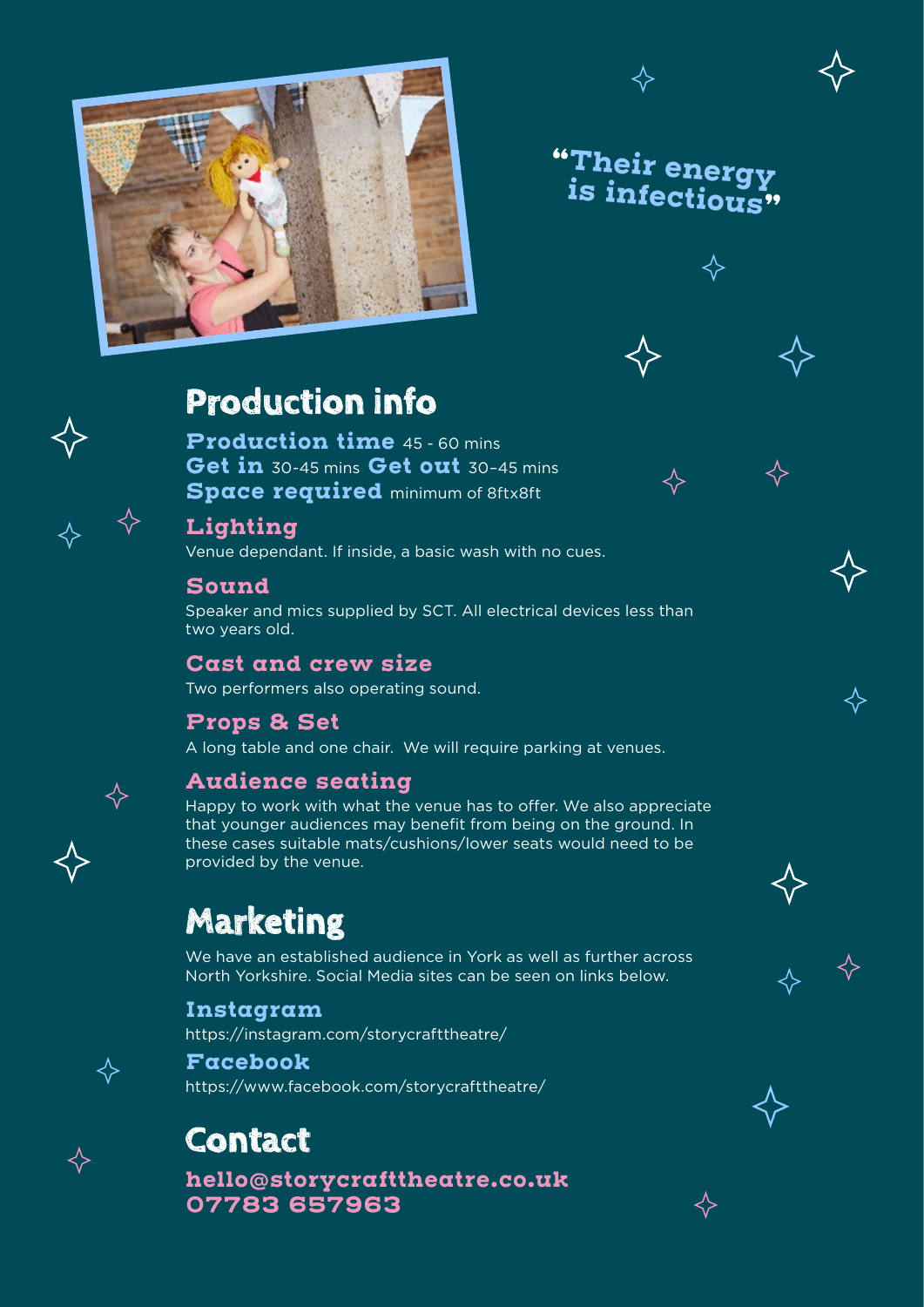"Their energy is infectious"

## Production info

**Production time** 45 - 60 mins
**Get in** 30-45 mins **Get out** 30–45 mins
**Space required** minimum of 8ftx8ft

### Lighting

Venue dependant. If inside, a basic wash with no cues.

### Sound

Speaker and mics supplied by SCT. All electrical devices less than two years old.

### Cast and crew size

Two performers also operating sound.

### Props & Set

A long table and one chair. We will require parking at venues.

### Audience seating

Happy to work with what the venue has to offer. We also appreciate that younger audiences may benefit from being on the ground. In these cases suitable mats/cushions/lower seats would need to be provided by the venue.

## Marketing

We have an established audience in York as well as further across North Yorkshire. Social Media sites can be seen on links below.

### Instagram

https://instagram.com/storycrafttheatre/

### Facebook

https://www.facebook.com/storycrafttheatre/

## Contact

**hello@storycrafttheatre.co.uk**
**07783 657963**